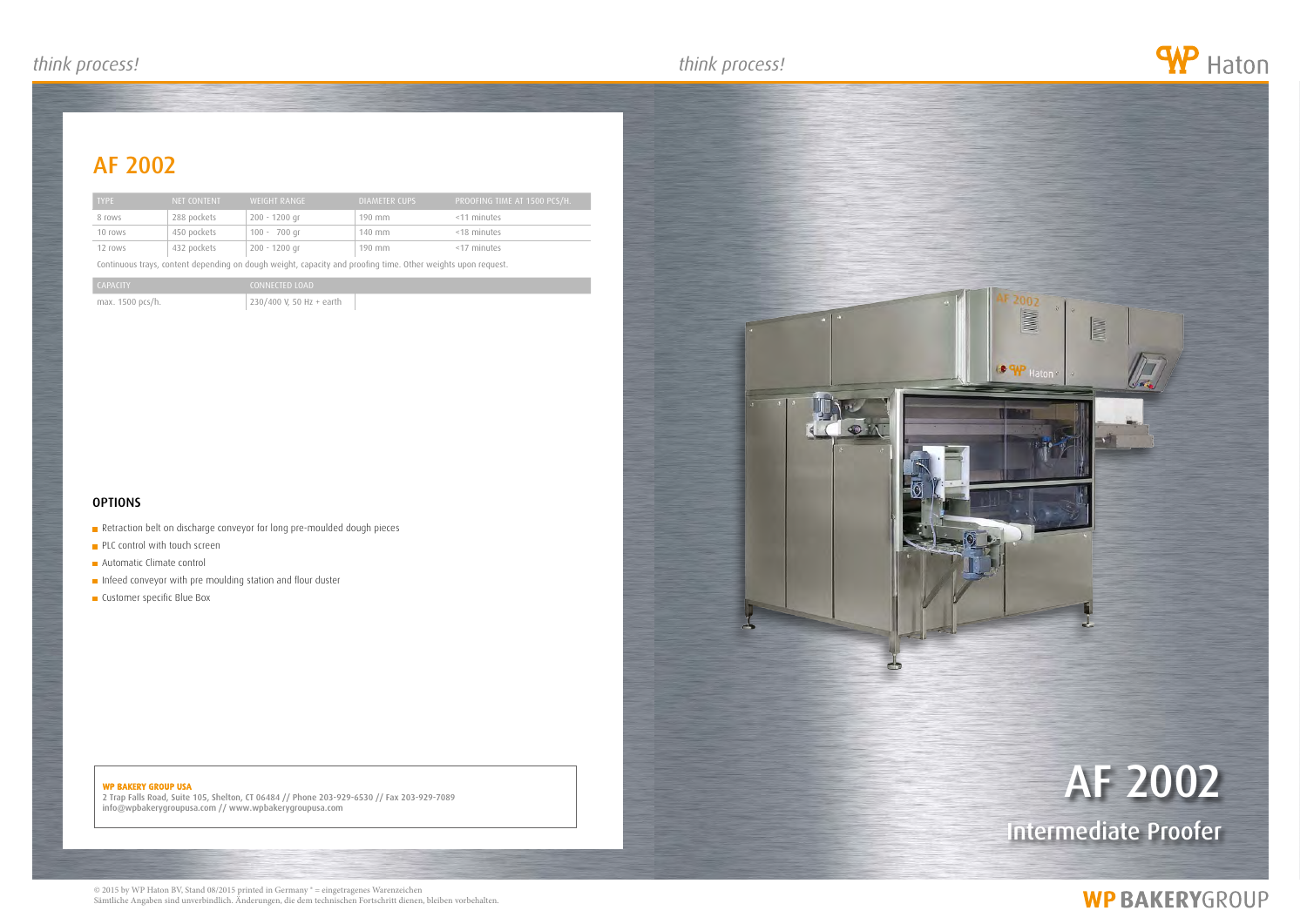# AF 2002

| TYPE | NET CONTENT | WEIGHT RANGE | DIAMETER CUPS | PROOFING TIME AT 1500 PCS/H. |
| --- | --- | --- | --- | --- |
| 8 rows | 288 pockets | 200 - 1200 gr | 190 mm | <11 minutes |
| 10 rows | 450 pockets | 100 - 700 gr | 140 mm | <18 minutes |
| 12 rows | 432 pockets | 200 - 1200 gr | 190 mm | <17 minutes |

Continuous trays, content depending on dough weight, capacity and proofing time. Other weights upon request.

| CAPACITY | CONNECTED LOAD |
| --- | --- |
| max. 1500 pcs/h. | 230/400 V, 50 Hz + earth |

### OPTIONS

- Retraction belt on discharge conveyor for long pre-moulded dough pieces
- PLC control with touch screen
- Automatic Climate control
- Infeed conveyor with pre moulding station and flour duster
- Customer specific Blue Box

**WP BAKERY GROUP USA**
2 Trap Falls Road, Suite 105, Shelton, CT 06484 // Phone 203-929-6530 // Fax 203-929-7089
info@wpbakerygroupusa.com // www.wpbakerygroupusa.com

# AF 2002

## Intermediate Proofer

© 2015 by WP Haton BV, Stand 08/2015 printed in Germany ® = eingetragenes Warenzeichen
Sämtliche Angaben sind unverbindlich. Änderungen, die dem technischen Fortschritt dienen, bleiben vorbehalten.

WP BAKERYGROUP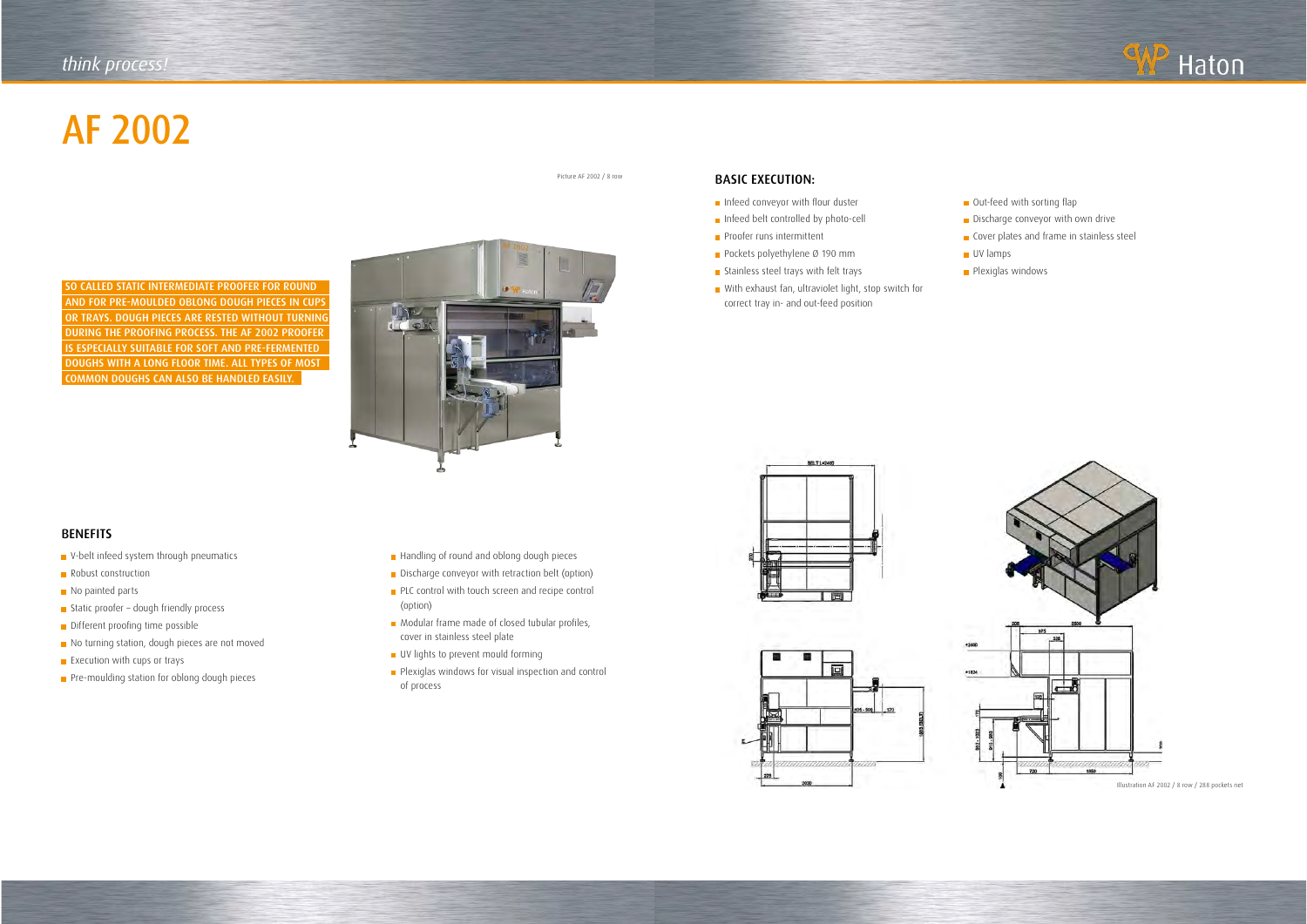# AF 2002

SO CALLED STATIC INTERMEDIATE PROOFER FOR ROUND AND FOR PRE-MOULDED OBLONG DOUGH PIECES IN CUPS OR TRAYS. DOUGH PIECES ARE RESTED WITHOUT TURNING DURING THE PROOFING PROCESS. THE AF 2002 PROOFER IS ESPECIALLY SUITABLE FOR SOFT AND PRE-FERMENTED DOUGHS WITH A LONG FLOOR TIME. ALL TYPES OF MOST COMMON DOUGHS CAN ALSO BE HANDLED EASILY.

Picture AF 2002 / 8 row

## BASIC EXECUTION:

- Infeed conveyor with flour duster
- Infeed belt controlled by photo-cell
- Proofer runs intermittent
- Pockets polyethylene Ø 190 mm
- Stainless steel trays with felt trays
- With exhaust fan, ultraviolet light, stop switch for correct tray in- and out-feed position
- Out-feed with sorting flap
- Discharge conveyor with own drive
- Cover plates and frame in stainless steel
- UV lamps
- Plexiglas windows

## BENEFITS

- V-belt infeed system through pneumatics
- Robust construction
- No painted parts
- Static proofer – dough friendly process
- Different proofing time possible
- No turning station, dough pieces are not moved
- Execution with cups or trays
- Pre-moulding station for oblong dough pieces
- Handling of round and oblong dough pieces
- Discharge conveyor with retraction belt (option)
- PLC control with touch screen and recipe control (option)
- Modular frame made of closed tubular profiles, cover in stainless steel plate
- UV lights to prevent mould forming
- Plexiglas windows for visual inspection and control of process

Illustration AF 2002 / 8 row / 288 pockets net